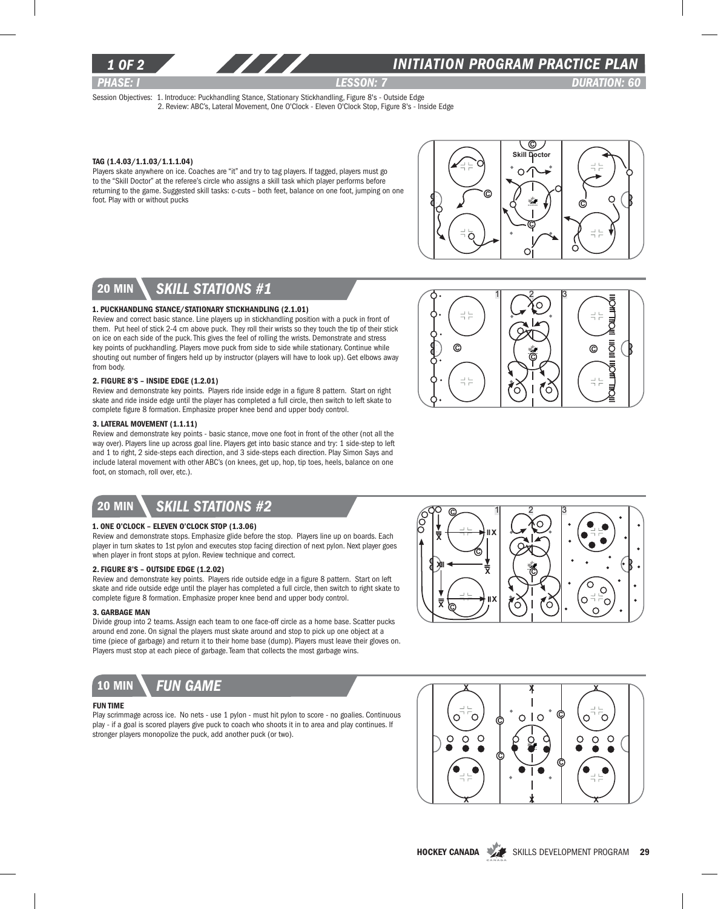# INITIATION PROGRAM PRACTICE PLAN

*PHASE: I* | *LESSON: 7* | *DURATION: 60*

Session Objectives: 1. Introduce: Puckhandling Stance, Stationary Stickhandling, Figure 8's - Outside Edge
2. Review: ABC's, Lateral Movement, One O'Clock - Eleven O'Clock Stop, Figure 8's - Inside Edge

**TAG (1.4.03/1.1.03/1.1.1.04)**

Players skate anywhere on ice. Coaches are "it" and try to tag players. If tagged, players must go to the "Skill Doctor" at the referee's circle who assigns a skill task which player performs before returning to the game. Suggested skill tasks: c-cuts – both feet, balance on one foot, jumping on one foot. Play with or without pucks

## 20 MIN SKILL STATIONS #1

**1. PUCKHANDLING STANCE/STATIONARY STICKHANDLING (2.1.01)**

Review and correct basic stance. Line players up in stickhandling position with a puck in front of them. Put heel of stick 2-4 cm above puck. They roll their wrists so they touch the tip of their stick on ice on each side of the puck. This gives the feel of rolling the wrists. Demonstrate and stress key points of puckhandling. Players move puck from side to side while stationary. Continue while shouting out number of fingers held up by instructor (players will have to look up). Get elbows away from body.

**2. FIGURE 8'S – INSIDE EDGE (1.2.01)**

Review and demonstrate key points. Players ride inside edge in a figure 8 pattern. Start on right skate and ride inside edge until the player has completed a full circle, then switch to left skate to complete figure 8 formation. Emphasize proper knee bend and upper body control.

**3. LATERAL MOVEMENT (1.1.11)**

Review and demonstrate key points - basic stance, move one foot in front of the other (not all the way over). Players line up across goal line. Players get into basic stance and try: 1 side-step to left and 1 to right, 2 side-steps each direction, and 3 side-steps each direction. Play Simon Says and include lateral movement with other ABC's (on knees, get up, hop, tip toes, heels, balance on one foot, on stomach, roll over, etc.).

## 20 MIN SKILL STATIONS #2

**1. ONE O'CLOCK – ELEVEN O'CLOCK STOP (1.3.06)**

Review and demonstrate stops. Emphasize glide before the stop. Players line up on boards. Each player in turn skates to 1st pylon and executes stop facing direction of next pylon. Next player goes when player in front stops at pylon. Review technique and correct.

**2. FIGURE 8'S – OUTSIDE EDGE (1.2.02)**

Review and demonstrate key points. Players ride outside edge in a figure 8 pattern. Start on left skate and ride outside edge until the player has completed a full circle, then switch to right skate to complete figure 8 formation. Emphasize proper knee bend and upper body control.

**3. GARBAGE MAN**

Divide group into 2 teams. Assign each team to one face-off circle as a home base. Scatter pucks around end zone. On signal the players must skate around and stop to pick up one object at a time (piece of garbage) and return it to their home base (dump). Players must leave their gloves on. Players must stop at each piece of garbage. Team that collects the most garbage wins.

## 10 MIN FUN GAME

**FUN TIME**

Play scrimmage across ice. No nets - use 1 pylon - must hit pylon to score - no goalies. Continuous play - if a goal is scored players give puck to coach who shoots it in to area and play continues. If stronger players monopolize the puck, add another puck (or two).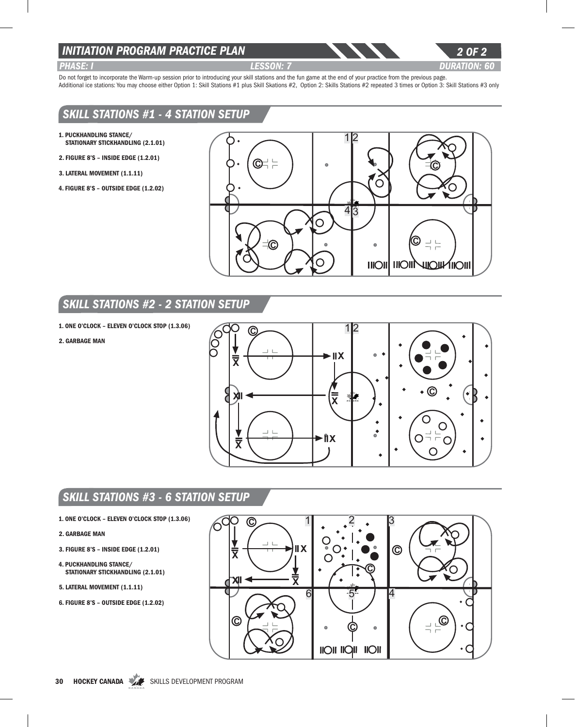# INITIATION PROGRAM PRACTICE PLAN

*PHASE: I* | *LESSON: 7* | *DURATION: 60*

Do not forget to incorporate the Warm-up session prior to introducing your skill stations and the fun game at the end of your practice from the previous page.
Additional ice stations: You may choose either Option 1: Skill Stations #1 plus Skill Skations #2, Option 2: Skills Stations #2 repeated 3 times or Option 3: Skill Stations #3 only

## SKILL STATIONS #1 - 4 STATION SETUP

1. PUCKHANDLING STANCE/ STATIONARY STICKHANDLING (2.1.01)
2. FIGURE 8'S – INSIDE EDGE (1.2.01)
3. LATERAL MOVEMENT (1.1.11)
4. FIGURE 8'S – OUTSIDE EDGE (1.2.02)

## SKILL STATIONS #2 - 2 STATION SETUP

1. ONE O'CLOCK – ELEVEN O'CLOCK STOP (1.3.06)
2. GARBAGE MAN

## SKILL STATIONS #3 - 6 STATION SETUP

1. ONE O'CLOCK – ELEVEN O'CLOCK STOP (1.3.06)
2. GARBAGE MAN
3. FIGURE 8'S – INSIDE EDGE (1.2.01)
4. PUCKHANDLING STANCE/ STATIONARY STICKHANDLING (2.1.01)
5. LATERAL MOVEMENT (1.1.11)
6. FIGURE 8'S – OUTSIDE EDGE (1.2.02)